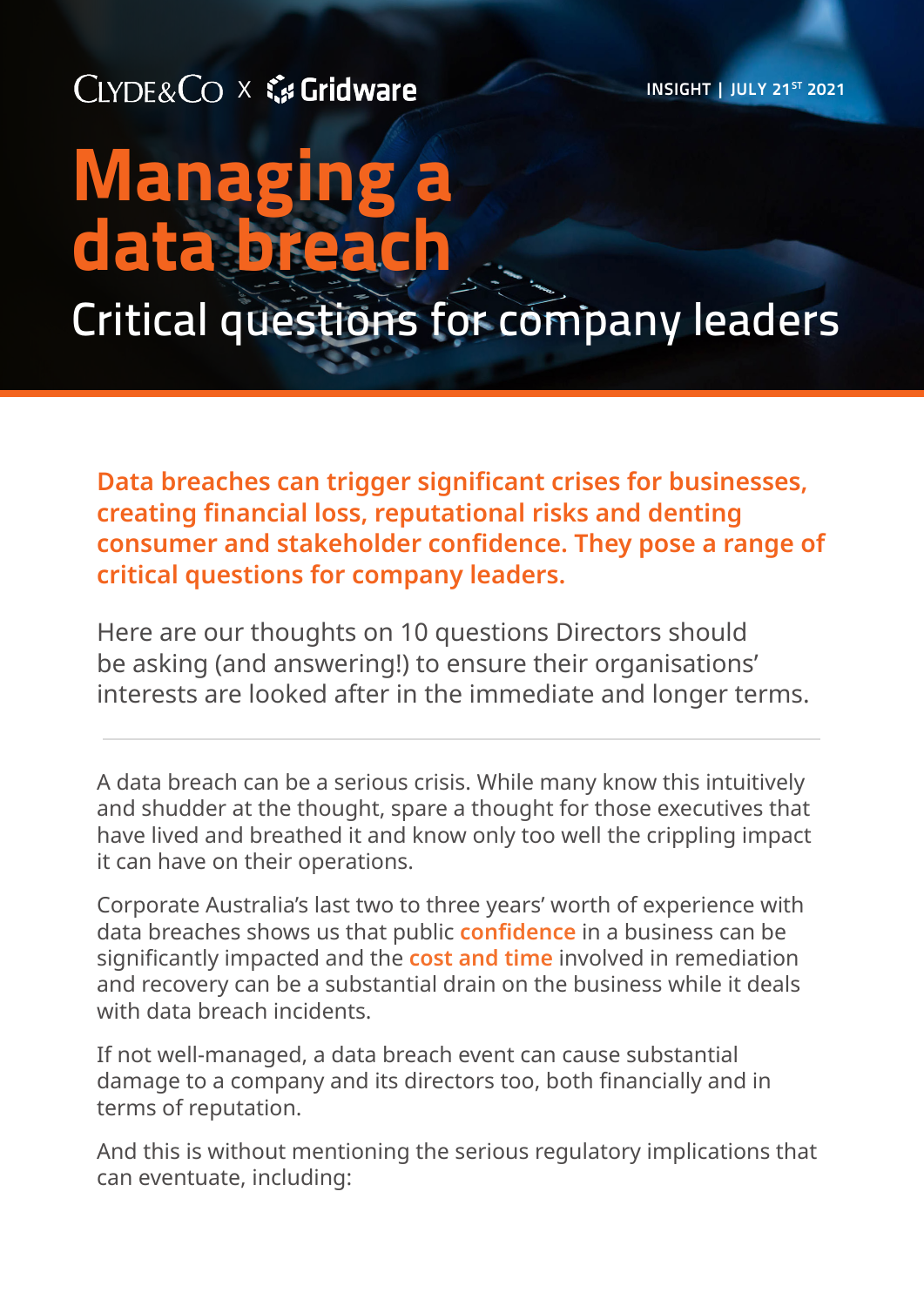CLYDE&CO X Gridware

INSIGHT | JULY 21ST 2021

# Managing a data breach

## Critical questions for company leaders

**Data breaches can trigger significant crises for businesses, creating financial loss, reputational risks and denting consumer and stakeholder confidence. They pose a range of critical questions for company leaders.**

Here are our thoughts on 10 questions Directors should be asking (and answering!) to ensure their organisations' interests are looked after in the immediate and longer terms.

---

A data breach can be a serious crisis. While many know this intuitively and shudder at the thought, spare a thought for those executives that have lived and breathed it and know only too well the crippling impact it can have on their operations.

Corporate Australia's last two to three years' worth of experience with data breaches shows us that public **confidence** in a business can be significantly impacted and the **cost and time** involved in remediation and recovery can be a substantial drain on the business while it deals with data breach incidents.

If not well-managed, a data breach event can cause substantial damage to a company and its directors too, both financially and in terms of reputation.

And this is without mentioning the serious regulatory implications that can eventuate, including: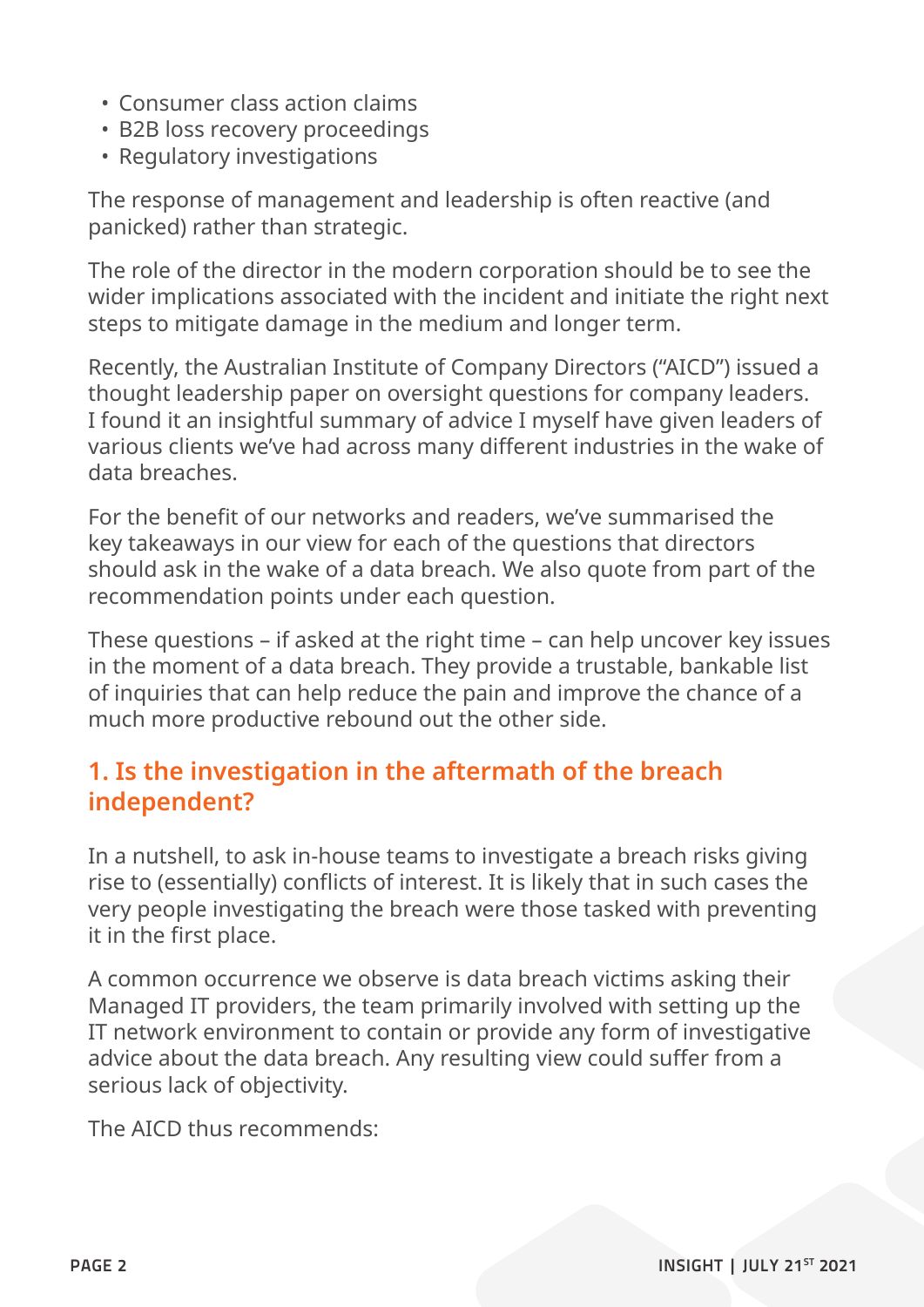- Consumer class action claims
- B2B loss recovery proceedings
- Regulatory investigations

The response of management and leadership is often reactive (and panicked) rather than strategic.

The role of the director in the modern corporation should be to see the wider implications associated with the incident and initiate the right next steps to mitigate damage in the medium and longer term.

Recently, the Australian Institute of Company Directors ("AICD") issued a thought leadership paper on oversight questions for company leaders. I found it an insightful summary of advice I myself have given leaders of various clients we've had across many different industries in the wake of data breaches.

For the benefit of our networks and readers, we've summarised the key takeaways in our view for each of the questions that directors should ask in the wake of a data breach. We also quote from part of the recommendation points under each question.

These questions – if asked at the right time – can help uncover key issues in the moment of a data breach. They provide a trustable, bankable list of inquiries that can help reduce the pain and improve the chance of a much more productive rebound out the other side.

## 1. Is the investigation in the aftermath of the breach independent?

In a nutshell, to ask in-house teams to investigate a breach risks giving rise to (essentially) conflicts of interest. It is likely that in such cases the very people investigating the breach were those tasked with preventing it in the first place.

A common occurrence we observe is data breach victims asking their Managed IT providers, the team primarily involved with setting up the IT network environment to contain or provide any form of investigative advice about the data breach. Any resulting view could suffer from a serious lack of objectivity.

The AICD thus recommends: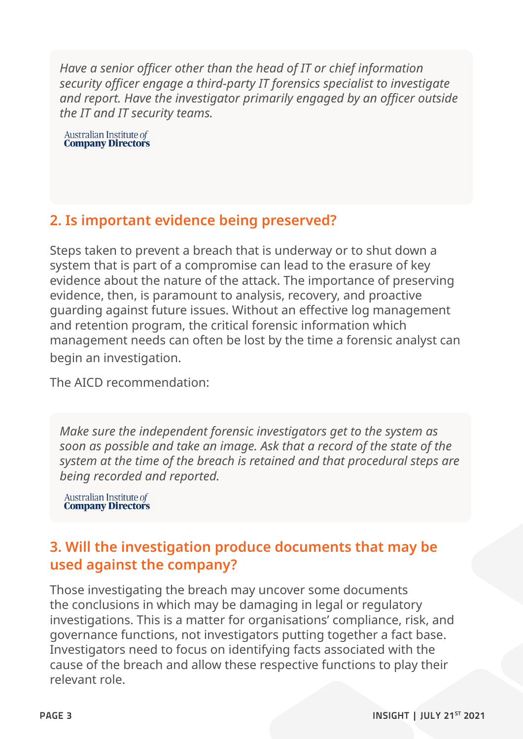> *Have a senior officer other than the head of IT or chief information security officer engage a third-party IT forensics specialist to investigate and report. Have the investigator primarily engaged by an officer outside the IT and IT security teams.*
>
> Australian Institute *of* **Company Directors**

## 2. Is important evidence being preserved?

Steps taken to prevent a breach that is underway or to shut down a system that is part of a compromise can lead to the erasure of key evidence about the nature of the attack. The importance of preserving evidence, then, is paramount to analysis, recovery, and proactive guarding against future issues. Without an effective log management and retention program, the critical forensic information which management needs can often be lost by the time a forensic analyst can begin an investigation.

The AICD recommendation:

> *Make sure the independent forensic investigators get to the system as soon as possible and take an image. Ask that a record of the state of the system at the time of the breach is retained and that procedural steps are being recorded and reported.*
>
> Australian Institute *of* **Company Directors**

## 3. Will the investigation produce documents that may be used against the company?

Those investigating the breach may uncover some documents the conclusions in which may be damaging in legal or regulatory investigations. This is a matter for organisations' compliance, risk, and governance functions, not investigators putting together a fact base. Investigators need to focus on identifying facts associated with the cause of the breach and allow these respective functions to play their relevant role.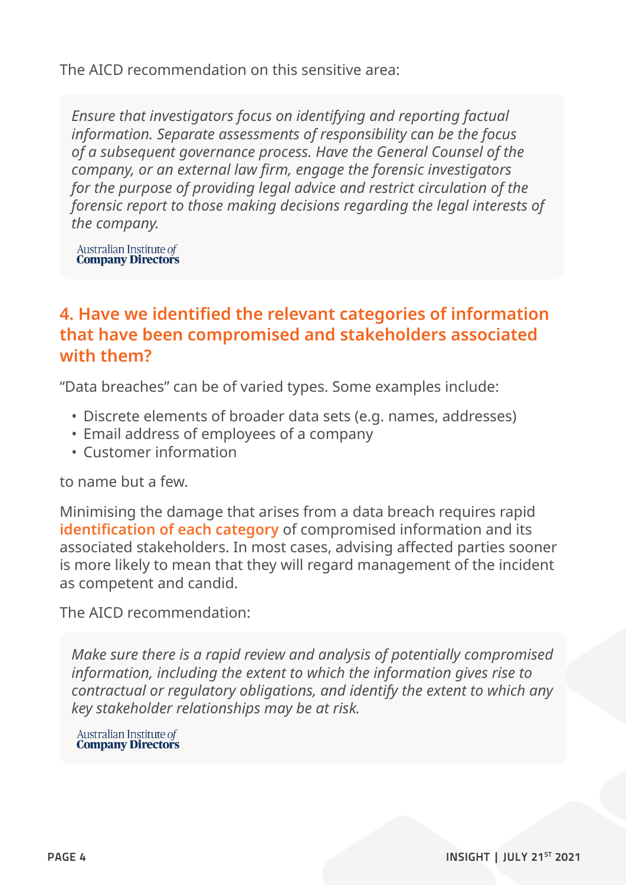The AICD recommendation on this sensitive area:

> *Ensure that investigators focus on identifying and reporting factual information. Separate assessments of responsibility can be the focus of a subsequent governance process. Have the General Counsel of the company, or an external law firm, engage the forensic investigators for the purpose of providing legal advice and restrict circulation of the forensic report to those making decisions regarding the legal interests of the company.*
>
> Australian Institute of Company Directors

## 4. Have we identified the relevant categories of information that have been compromised and stakeholders associated with them?

"Data breaches" can be of varied types. Some examples include:

- Discrete elements of broader data sets (e.g. names, addresses)
- Email address of employees of a company
- Customer information

to name but a few.

Minimising the damage that arises from a data breach requires rapid **identification of each category** of compromised information and its associated stakeholders. In most cases, advising affected parties sooner is more likely to mean that they will regard management of the incident as competent and candid.

The AICD recommendation:

> *Make sure there is a rapid review and analysis of potentially compromised information, including the extent to which the information gives rise to contractual or regulatory obligations, and identify the extent to which any key stakeholder relationships may be at risk.*
>
> Australian Institute of Company Directors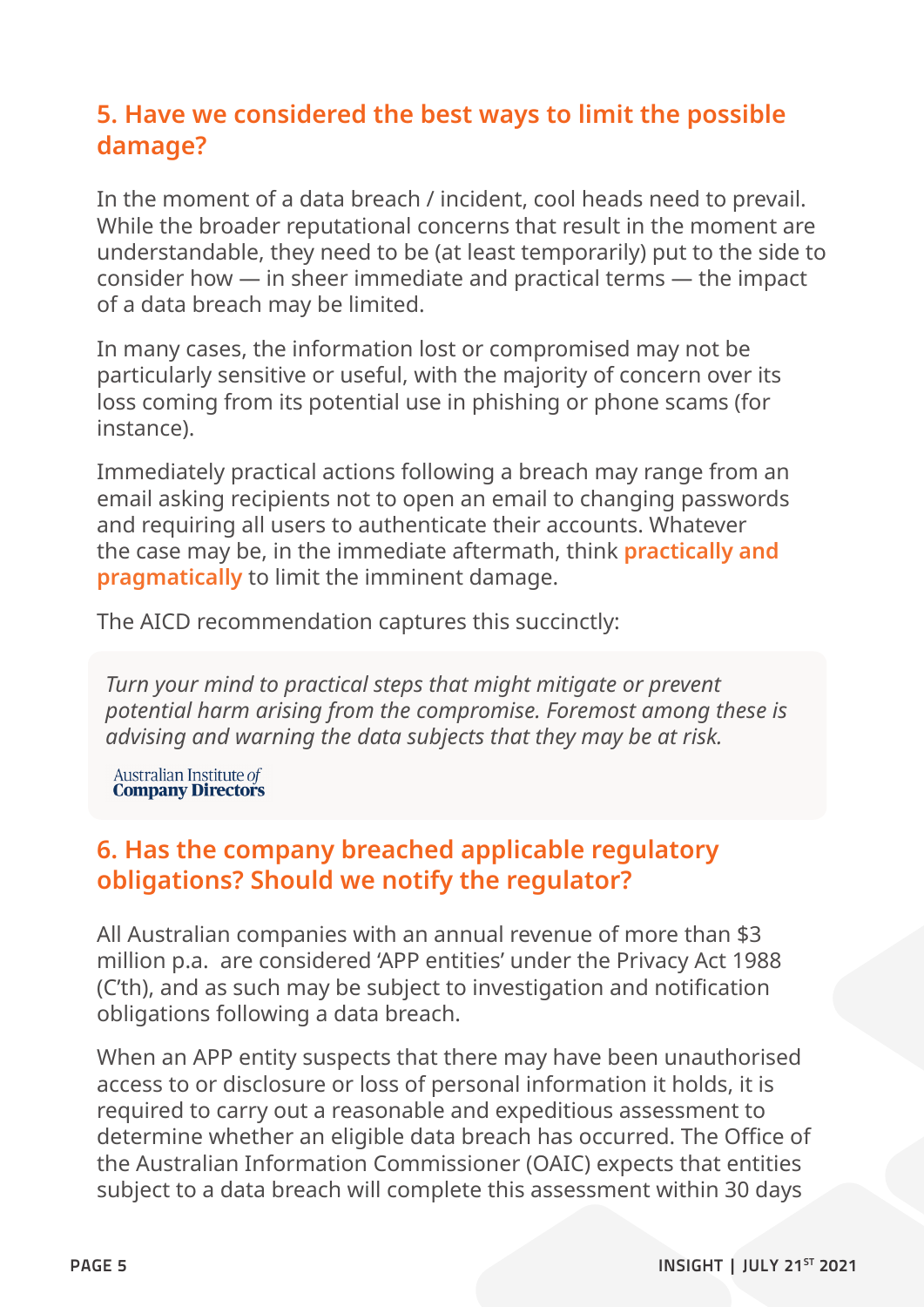## 5. Have we considered the best ways to limit the possible damage?

In the moment of a data breach / incident, cool heads need to prevail. While the broader reputational concerns that result in the moment are understandable, they need to be (at least temporarily) put to the side to consider how — in sheer immediate and practical terms — the impact of a data breach may be limited.

In many cases, the information lost or compromised may not be particularly sensitive or useful, with the majority of concern over its loss coming from its potential use in phishing or phone scams (for instance).

Immediately practical actions following a breach may range from an email asking recipients not to open an email to changing passwords and requiring all users to authenticate their accounts. Whatever the case may be, in the immediate aftermath, think **practically and pragmatically** to limit the imminent damage.

The AICD recommendation captures this succinctly:

> *Turn your mind to practical steps that might mitigate or prevent potential harm arising from the compromise. Foremost among these is advising and warning the data subjects that they may be at risk.*
>
> Australian Institute *of* **Company Directors**

## 6. Has the company breached applicable regulatory obligations? Should we notify the regulator?

All Australian companies with an annual revenue of more than $3 million p.a. are considered 'APP entities' under the Privacy Act 1988 (C'th), and as such may be subject to investigation and notification obligations following a data breach.

When an APP entity suspects that there may have been unauthorised access to or disclosure or loss of personal information it holds, it is required to carry out a reasonable and expeditious assessment to determine whether an eligible data breach has occurred. The Office of the Australian Information Commissioner (OAIC) expects that entities subject to a data breach will complete this assessment within 30 days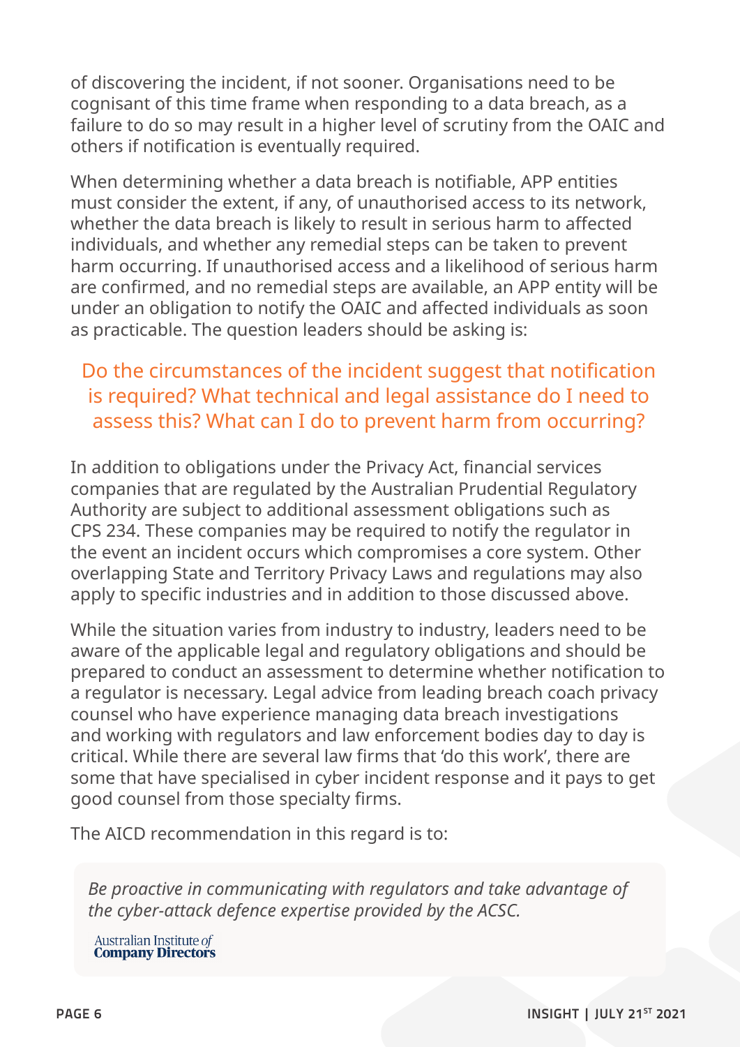of discovering the incident, if not sooner. Organisations need to be cognisant of this time frame when responding to a data breach, as a failure to do so may result in a higher level of scrutiny from the OAIC and others if notification is eventually required.

When determining whether a data breach is notifiable, APP entities must consider the extent, if any, of unauthorised access to its network, whether the data breach is likely to result in serious harm to affected individuals, and whether any remedial steps can be taken to prevent harm occurring. If unauthorised access and a likelihood of serious harm are confirmed, and no remedial steps are available, an APP entity will be under an obligation to notify the OAIC and affected individuals as soon as practicable. The question leaders should be asking is:

> Do the circumstances of the incident suggest that notification is required? What technical and legal assistance do I need to assess this? What can I do to prevent harm from occurring?

In addition to obligations under the Privacy Act, financial services companies that are regulated by the Australian Prudential Regulatory Authority are subject to additional assessment obligations such as CPS 234. These companies may be required to notify the regulator in the event an incident occurs which compromises a core system. Other overlapping State and Territory Privacy Laws and regulations may also apply to specific industries and in addition to those discussed above.

While the situation varies from industry to industry, leaders need to be aware of the applicable legal and regulatory obligations and should be prepared to conduct an assessment to determine whether notification to a regulator is necessary. Legal advice from leading breach coach privacy counsel who have experience managing data breach investigations and working with regulators and law enforcement bodies day to day is critical. While there are several law firms that 'do this work', there are some that have specialised in cyber incident response and it pays to get good counsel from those specialty firms.

The AICD recommendation in this regard is to:

> *Be proactive in communicating with regulators and take advantage of the cyber-attack defence expertise provided by the ACSC.*
>
> Australian Institute of Company Directors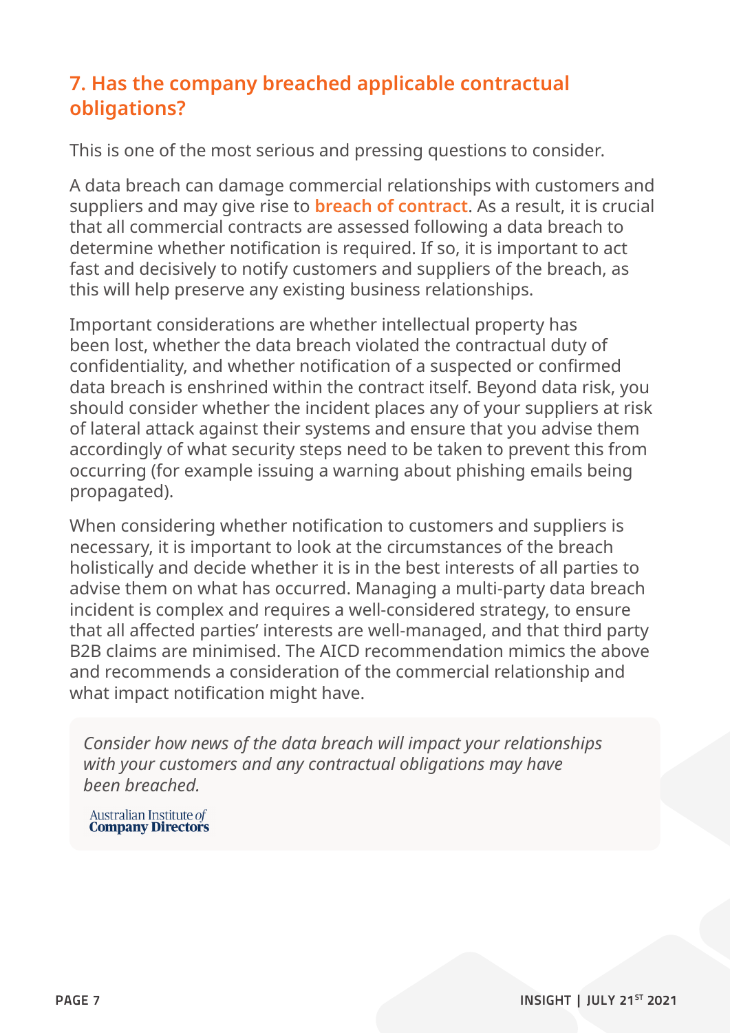## 7. Has the company breached applicable contractual obligations?

This is one of the most serious and pressing questions to consider.

A data breach can damage commercial relationships with customers and suppliers and may give rise to **breach of contract**. As a result, it is crucial that all commercial contracts are assessed following a data breach to determine whether notification is required. If so, it is important to act fast and decisively to notify customers and suppliers of the breach, as this will help preserve any existing business relationships.

Important considerations are whether intellectual property has been lost, whether the data breach violated the contractual duty of confidentiality, and whether notification of a suspected or confirmed data breach is enshrined within the contract itself. Beyond data risk, you should consider whether the incident places any of your suppliers at risk of lateral attack against their systems and ensure that you advise them accordingly of what security steps need to be taken to prevent this from occurring (for example issuing a warning about phishing emails being propagated).

When considering whether notification to customers and suppliers is necessary, it is important to look at the circumstances of the breach holistically and decide whether it is in the best interests of all parties to advise them on what has occurred. Managing a multi-party data breach incident is complex and requires a well-considered strategy, to ensure that all affected parties' interests are well-managed, and that third party B2B claims are minimised. The AICD recommendation mimics the above and recommends a consideration of the commercial relationship and what impact notification might have.

> *Consider how news of the data breach will impact your relationships with your customers and any contractual obligations may have been breached.*
>
> Australian Institute *of* **Company Directors**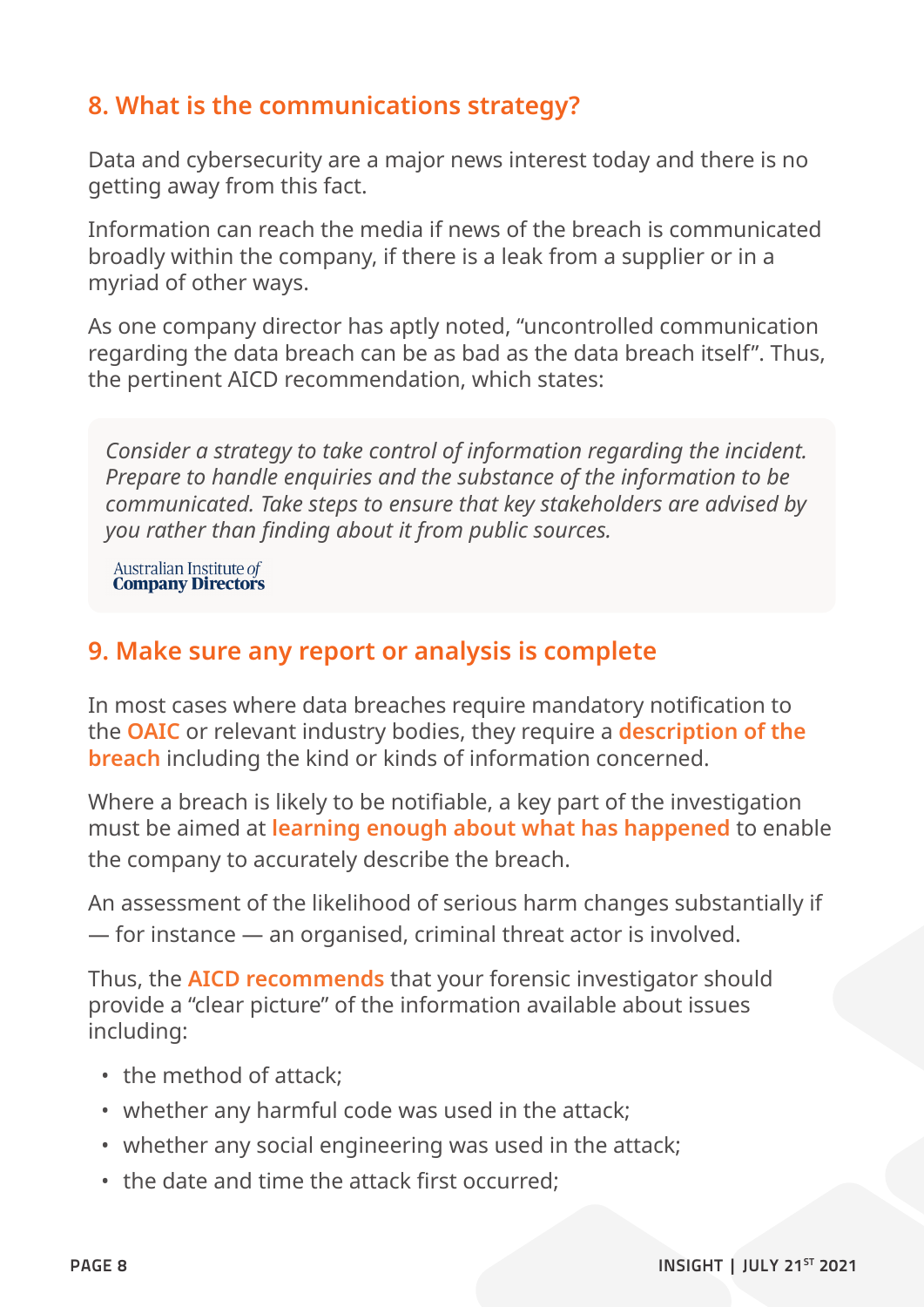## 8. What is the communications strategy?

Data and cybersecurity are a major news interest today and there is no getting away from this fact.

Information can reach the media if news of the breach is communicated broadly within the company, if there is a leak from a supplier or in a myriad of other ways.

As one company director has aptly noted, “uncontrolled communication regarding the data breach can be as bad as the data breach itself”. Thus, the pertinent AICD recommendation, which states:

> *Consider a strategy to take control of information regarding the incident. Prepare to handle enquiries and the substance of the information to be communicated. Take steps to ensure that key stakeholders are advised by you rather than finding about it from public sources.*
>
> Australian Institute *of* **Company Directors**

## 9. Make sure any report or analysis is complete

In most cases where data breaches require mandatory notification to the **OAIC** or relevant industry bodies, they require a **description of the breach** including the kind or kinds of information concerned.

Where a breach is likely to be notifiable, a key part of the investigation must be aimed at **learning enough about what has happened** to enable the company to accurately describe the breach.

An assessment of the likelihood of serious harm changes substantially if — for instance — an organised, criminal threat actor is involved.

Thus, the **AICD recommends** that your forensic investigator should provide a “clear picture” of the information available about issues including:

- the method of attack;
- whether any harmful code was used in the attack;
- whether any social engineering was used in the attack;
- the date and time the attack first occurred;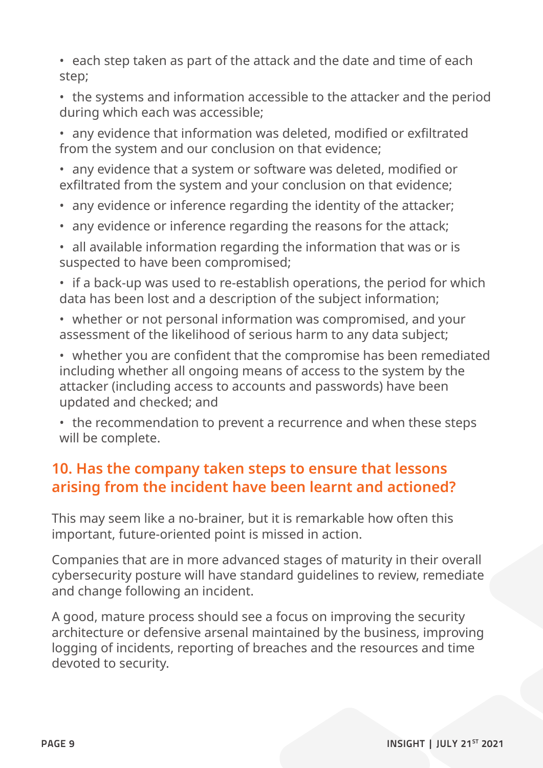- each step taken as part of the attack and the date and time of each step;
- the systems and information accessible to the attacker and the period during which each was accessible;
- any evidence that information was deleted, modified or exfiltrated from the system and our conclusion on that evidence;
- any evidence that a system or software was deleted, modified or exfiltrated from the system and your conclusion on that evidence;
- any evidence or inference regarding the identity of the attacker;
- any evidence or inference regarding the reasons for the attack;
- all available information regarding the information that was or is suspected to have been compromised;
- if a back-up was used to re-establish operations, the period for which data has been lost and a description of the subject information;
- whether or not personal information was compromised, and your assessment of the likelihood of serious harm to any data subject;
- whether you are confident that the compromise has been remediated including whether all ongoing means of access to the system by the attacker (including access to accounts and passwords) have been updated and checked; and
- the recommendation to prevent a recurrence and when these steps will be complete.

## 10. Has the company taken steps to ensure that lessons arising from the incident have been learnt and actioned?

This may seem like a no-brainer, but it is remarkable how often this important, future-oriented point is missed in action.

Companies that are in more advanced stages of maturity in their overall cybersecurity posture will have standard guidelines to review, remediate and change following an incident.

A good, mature process should see a focus on improving the security architecture or defensive arsenal maintained by the business, improving logging of incidents, reporting of breaches and the resources and time devoted to security.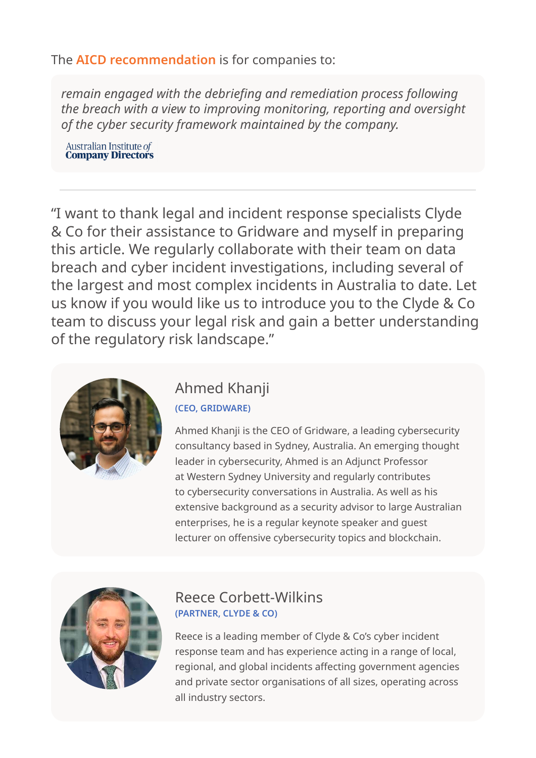The **AICD recommendation** is for companies to:

> *remain engaged with the debriefing and remediation process following the breach with a view to improving monitoring, reporting and oversight of the cyber security framework maintained by the company.*
>
> Australian Institute of Company Directors

---

"I want to thank legal and incident response specialists Clyde & Co for their assistance to Gridware and myself in preparing this article. We regularly collaborate with their team on data breach and cyber incident investigations, including several of the largest and most complex incidents in Australia to date. Let us know if you would like us to introduce you to the Clyde & Co team to discuss your legal risk and gain a better understanding of the regulatory risk landscape."

### Ahmed Khanji

**(CEO, GRIDWARE)**

Ahmed Khanji is the CEO of Gridware, a leading cybersecurity consultancy based in Sydney, Australia. An emerging thought leader in cybersecurity, Ahmed is an Adjunct Professor at Western Sydney University and regularly contributes to cybersecurity conversations in Australia. As well as his extensive background as a security advisor to large Australian enterprises, he is a regular keynote speaker and guest lecturer on offensive cybersecurity topics and blockchain.

### Reece Corbett-Wilkins

**(PARTNER, CLYDE & CO)**

Reece is a leading member of Clyde & Co's cyber incident response team and has experience acting in a range of local, regional, and global incidents affecting government agencies and private sector organisations of all sizes, operating across all industry sectors.